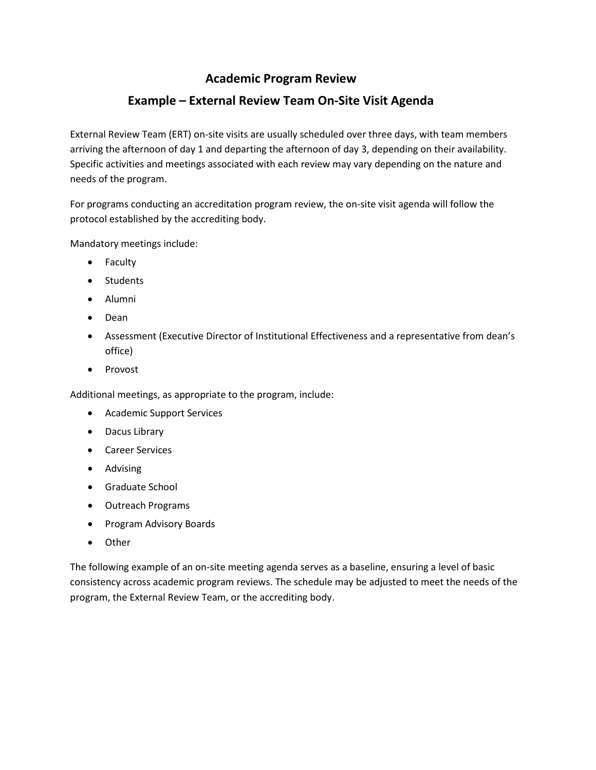# Academic Program Review

## Example – External Review Team On-Site Visit Agenda

External Review Team (ERT) on-site visits are usually scheduled over three days, with team members arriving the afternoon of day 1 and departing the afternoon of day 3, depending on their availability. Specific activities and meetings associated with each review may vary depending on the nature and needs of the program.

For programs conducting an accreditation program review, the on-site visit agenda will follow the protocol established by the accrediting body.

Mandatory meetings include:

- Faculty
- Students
- Alumni
- Dean
- Assessment (Executive Director of Institutional Effectiveness and a representative from dean's office)
- Provost

Additional meetings, as appropriate to the program, include:

- Academic Support Services
- Dacus Library
- Career Services
- Advising
- Graduate School
- Outreach Programs
- Program Advisory Boards
- Other

The following example of an on-site meeting agenda serves as a baseline, ensuring a level of basic consistency across academic program reviews. The schedule may be adjusted to meet the needs of the program, the External Review Team, or the accrediting body.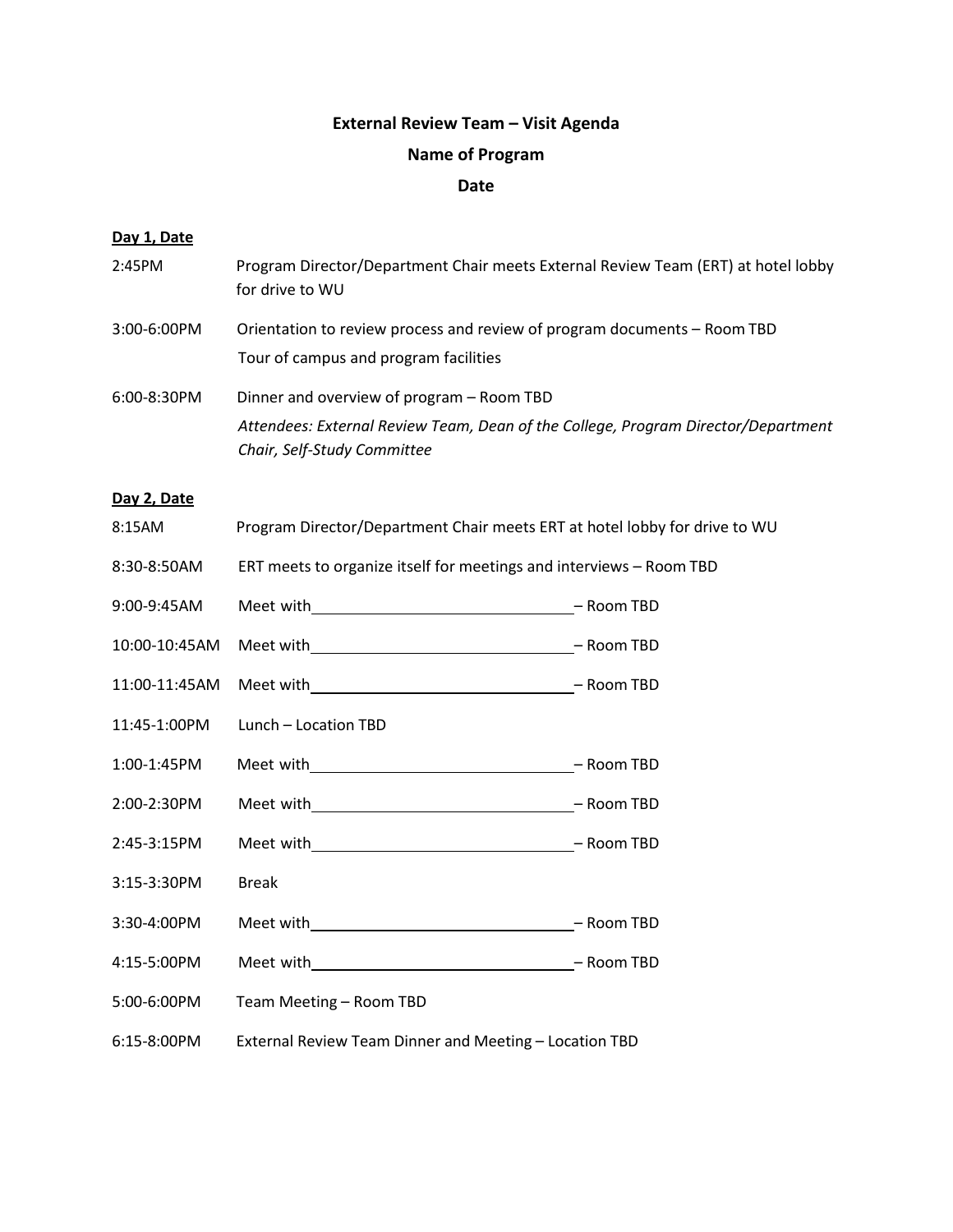**External Review Team – Visit Agenda**

**Name of Program**

**Date**

**Day 1, Date**

2:45PM Program Director/Department Chair meets External Review Team (ERT) at hotel lobby for drive to WU

3:00-6:00PM Orientation to review process and review of program documents – Room TBD
Tour of campus and program facilities

6:00-8:30PM Dinner and overview of program – Room TBD
*Attendees: External Review Team, Dean of the College, Program Director/Department Chair, Self-Study Committee*

**Day 2, Date**

8:15AM Program Director/Department Chair meets ERT at hotel lobby for drive to WU

8:30-8:50AM ERT meets to organize itself for meetings and interviews – Room TBD

9:00-9:45AM Meet with \_\_\_\_\_\_\_\_\_\_\_\_\_\_\_\_\_\_\_\_\_\_\_\_\_\_\_\_\_\_ – Room TBD

10:00-10:45AM Meet with \_\_\_\_\_\_\_\_\_\_\_\_\_\_\_\_\_\_\_\_\_\_\_\_\_\_\_\_\_\_ – Room TBD

11:00-11:45AM Meet with \_\_\_\_\_\_\_\_\_\_\_\_\_\_\_\_\_\_\_\_\_\_\_\_\_\_\_\_\_\_ – Room TBD

11:45-1:00PM Lunch – Location TBD

1:00-1:45PM Meet with \_\_\_\_\_\_\_\_\_\_\_\_\_\_\_\_\_\_\_\_\_\_\_\_\_\_\_\_\_\_ – Room TBD

2:00-2:30PM Meet with \_\_\_\_\_\_\_\_\_\_\_\_\_\_\_\_\_\_\_\_\_\_\_\_\_\_\_\_\_\_ – Room TBD

2:45-3:15PM Meet with \_\_\_\_\_\_\_\_\_\_\_\_\_\_\_\_\_\_\_\_\_\_\_\_\_\_\_\_\_\_ – Room TBD

3:15-3:30PM Break

3:30-4:00PM Meet with \_\_\_\_\_\_\_\_\_\_\_\_\_\_\_\_\_\_\_\_\_\_\_\_\_\_\_\_\_\_ – Room TBD

4:15-5:00PM Meet with \_\_\_\_\_\_\_\_\_\_\_\_\_\_\_\_\_\_\_\_\_\_\_\_\_\_\_\_\_\_ – Room TBD

5:00-6:00PM Team Meeting – Room TBD

6:15-8:00PM External Review Team Dinner and Meeting – Location TBD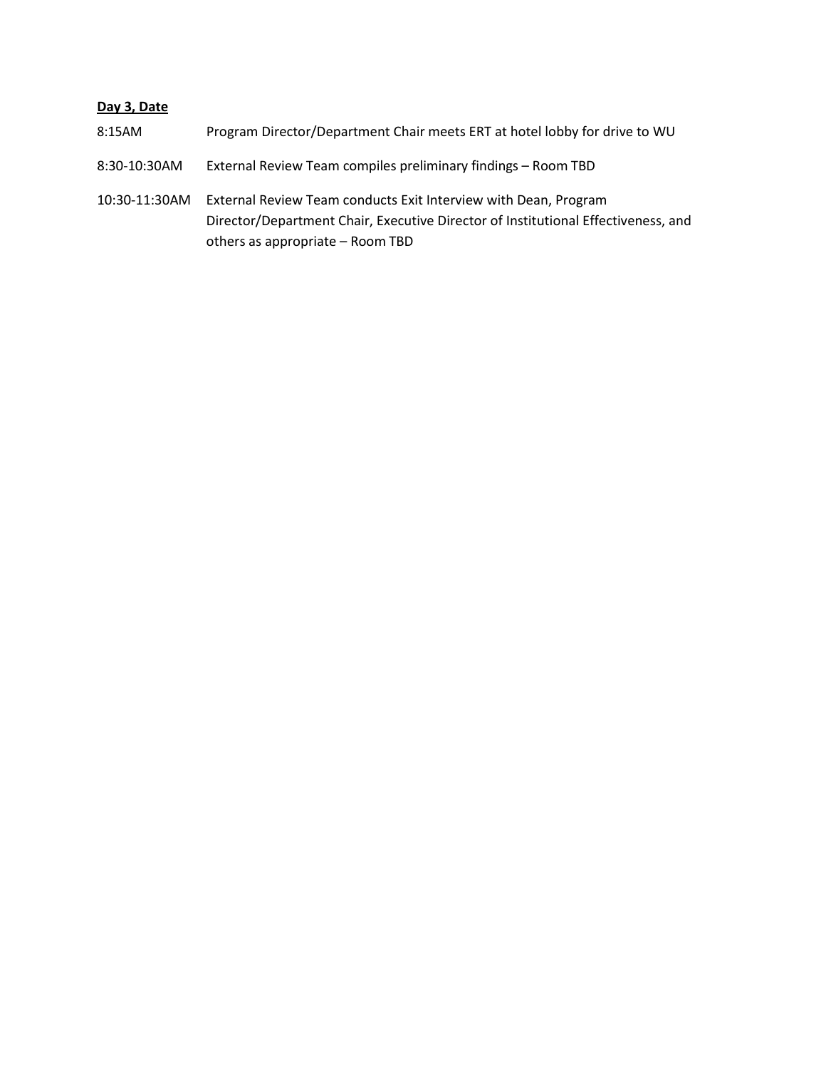**Day 3, Date**

| | |
|---|---|
| 8:15AM | Program Director/Department Chair meets ERT at hotel lobby for drive to WU |
| 8:30-10:30AM | External Review Team compiles preliminary findings – Room TBD |
| 10:30-11:30AM | External Review Team conducts Exit Interview with Dean, Program Director/Department Chair, Executive Director of Institutional Effectiveness, and others as appropriate – Room TBD |